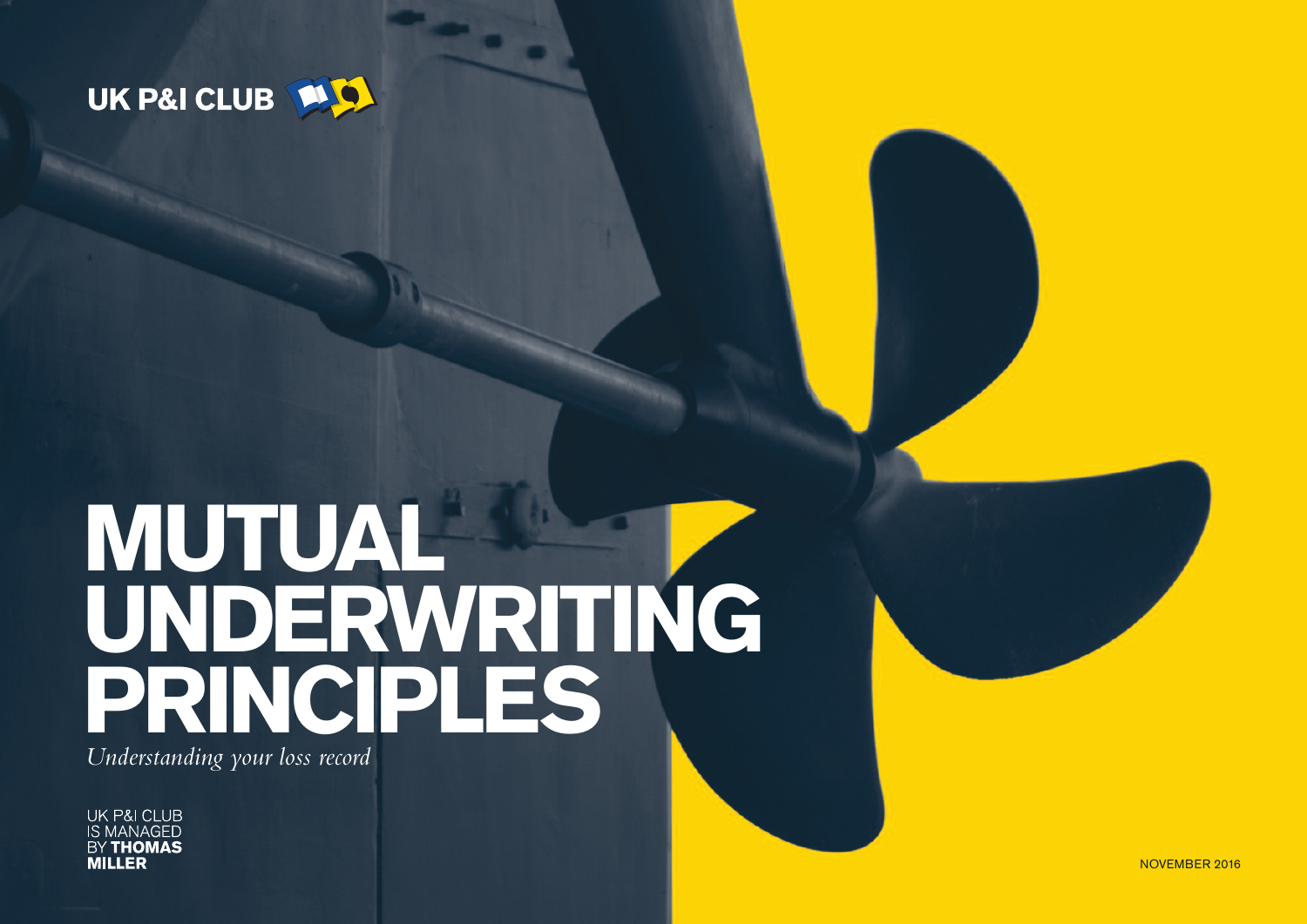UK P&I CLUB

# MUTUAL UNDERWRITING PRINCIPLES

*Understanding your loss record*

UK P&I CLUB IS MANAGED BY **THOMAS MILLER**

NOVEMBER 2016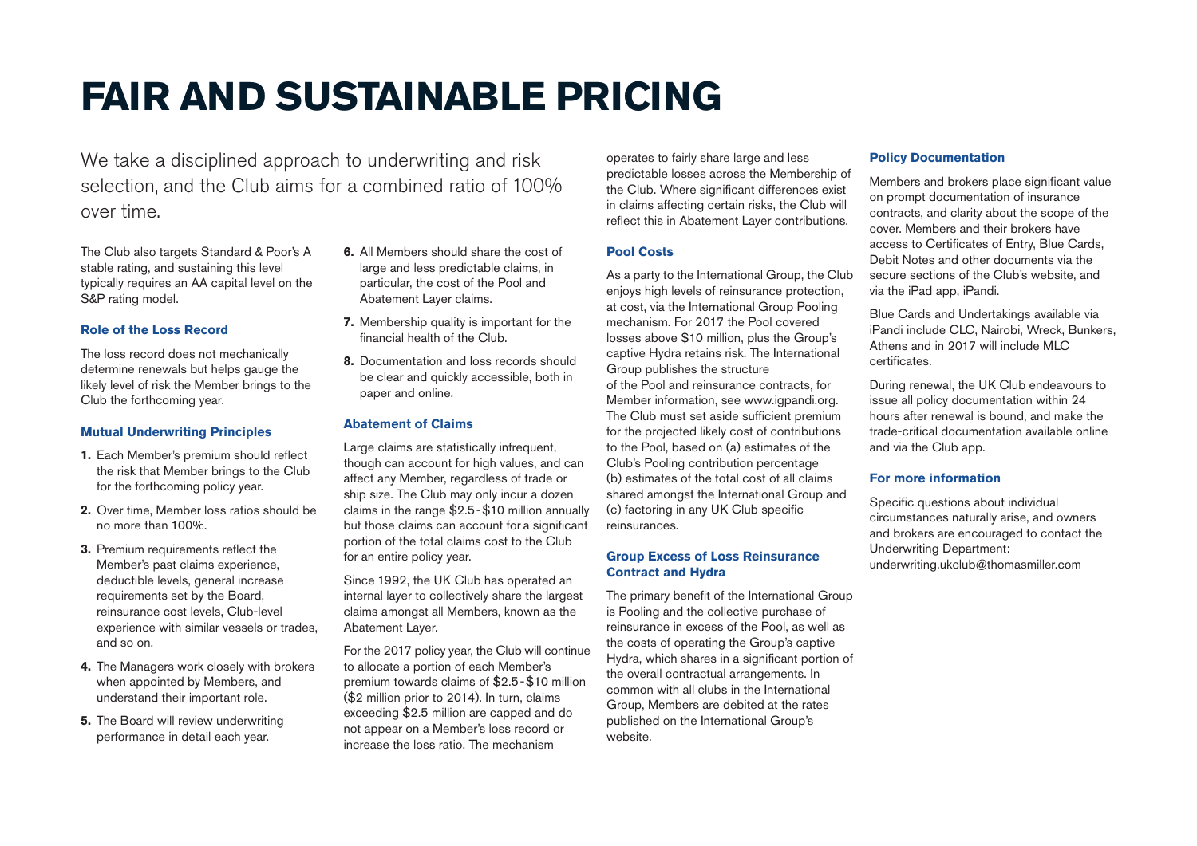# FAIR AND SUSTAINABLE PRICING

We take a disciplined approach to underwriting and risk selection, and the Club aims for a combined ratio of 100% over time.

The Club also targets Standard & Poor's A stable rating, and sustaining this level typically requires an AA capital level on the S&P rating model.

### Role of the Loss Record

The loss record does not mechanically determine renewals but helps gauge the likely level of risk the Member brings to the Club the forthcoming year.

### Mutual Underwriting Principles

1. Each Member's premium should reflect the risk that Member brings to the Club for the forthcoming policy year.
2. Over time, Member loss ratios should be no more than 100%.
3. Premium requirements reflect the Member's past claims experience, deductible levels, general increase requirements set by the Board, reinsurance cost levels, Club-level experience with similar vessels or trades, and so on.
4. The Managers work closely with brokers when appointed by Members, and understand their important role.
5. The Board will review underwriting performance in detail each year.
6. All Members should share the cost of large and less predictable claims, in particular, the cost of the Pool and Abatement Layer claims.
7. Membership quality is important for the financial health of the Club.
8. Documentation and loss records should be clear and quickly accessible, both in paper and online.

### Abatement of Claims

Large claims are statistically infrequent, though can account for high values, and can affect any Member, regardless of trade or ship size. The Club may only incur a dozen claims in the range \$2.5-\$10 million annually but those claims can account for a significant portion of the total claims cost to the Club for an entire policy year.

Since 1992, the UK Club has operated an internal layer to collectively share the largest claims amongst all Members, known as the Abatement Layer.

For the 2017 policy year, the Club will continue to allocate a portion of each Member's premium towards claims of \$2.5-\$10 million (\$2 million prior to 2014). In turn, claims exceeding \$2.5 million are capped and do not appear on a Member's loss record or increase the loss ratio. The mechanism operates to fairly share large and less predictable losses across the Membership of the Club. Where significant differences exist in claims affecting certain risks, the Club will reflect this in Abatement Layer contributions.

### Pool Costs

As a party to the International Group, the Club enjoys high levels of reinsurance protection, at cost, via the International Group Pooling mechanism. For 2017 the Pool covered losses above \$10 million, plus the Group's captive Hydra retains risk. The International Group publishes the structure of the Pool and reinsurance contracts, for Member information, see www.igpandi.org. The Club must set aside sufficient premium for the projected likely cost of contributions to the Pool, based on (a) estimates of the Club's Pooling contribution percentage (b) estimates of the total cost of all claims shared amongst the International Group and (c) factoring in any UK Club specific reinsurances.

### Group Excess of Loss Reinsurance Contract and Hydra

The primary benefit of the International Group is Pooling and the collective purchase of reinsurance in excess of the Pool, as well as the costs of operating the Group's captive Hydra, which shares in a significant portion of the overall contractual arrangements. In common with all clubs in the International Group, Members are debited at the rates published on the International Group's website.

### Policy Documentation

Members and brokers place significant value on prompt documentation of insurance contracts, and clarity about the scope of the cover. Members and their brokers have access to Certificates of Entry, Blue Cards, Debit Notes and other documents via the secure sections of the Club's website, and via the iPad app, iPandi.

Blue Cards and Undertakings available via iPandi include CLC, Nairobi, Wreck, Bunkers, Athens and in 2017 will include MLC certificates.

During renewal, the UK Club endeavours to issue all policy documentation within 24 hours after renewal is bound, and make the trade-critical documentation available online and via the Club app.

### For more information

Specific questions about individual circumstances naturally arise, and owners and brokers are encouraged to contact the Underwriting Department: underwriting.ukclub@thomasmiller.com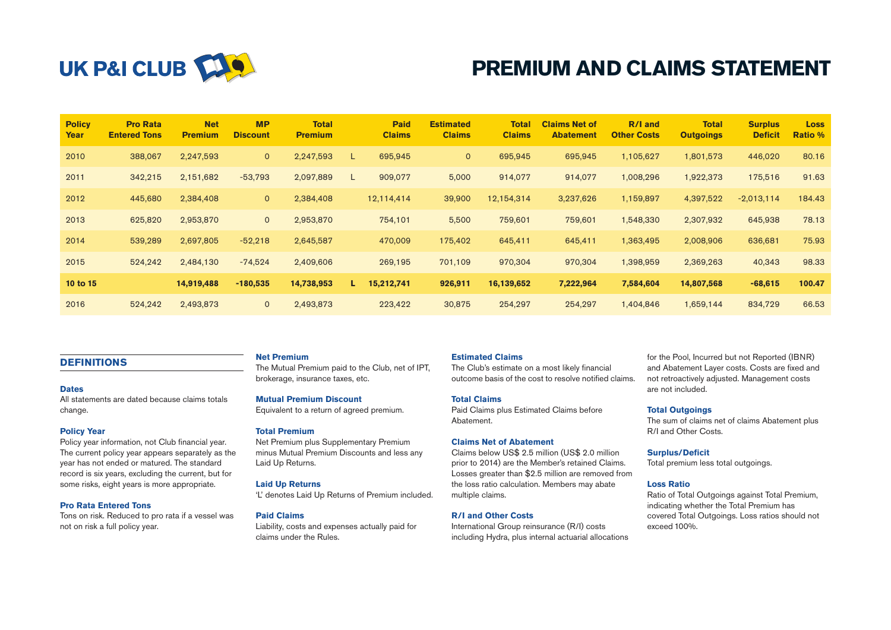# UK P&I CLUB

# PREMIUM AND CLAIMS STATEMENT

| Policy Year | Pro Rata Entered Tons | Net Premium | MP Discount | Total Premium | | Paid Claims | Estimated Claims | Total Claims | Claims Net of Abatement | R/I and Other Costs | Total Outgoings | Surplus Deficit | Loss Ratio % |
|---|---|---|---|---|---|---|---|---|---|---|---|---|---|
| 2010 | 388,067 | 2,247,593 | 0 | 2,247,593 | L | 695,945 | 0 | 695,945 | 695,945 | 1,105,627 | 1,801,573 | 446,020 | 80.16 |
| 2011 | 342,215 | 2,151,682 | -53,793 | 2,097,889 | L | 909,077 | 5,000 | 914,077 | 914,077 | 1,008,296 | 1,922,373 | 175,516 | 91.63 |
| 2012 | 445,680 | 2,384,408 | 0 | 2,384,408 | | 12,114,414 | 39,900 | 12,154,314 | 3,237,626 | 1,159,897 | 4,397,522 | -2,013,114 | 184.43 |
| 2013 | 625,820 | 2,953,870 | 0 | 2,953,870 | | 754,101 | 5,500 | 759,601 | 759,601 | 1,548,330 | 2,307,932 | 645,938 | 78.13 |
| 2014 | 539,289 | 2,697,805 | -52,218 | 2,645,587 | | 470,009 | 175,402 | 645,411 | 645,411 | 1,363,495 | 2,008,906 | 636,681 | 75.93 |
| 2015 | 524,242 | 2,484,130 | -74,524 | 2,409,606 | | 269,195 | 701,109 | 970,304 | 970,304 | 1,398,959 | 2,369,263 | 40,343 | 98.33 |
| **10 to 15** | | **14,919,488** | **-180,535** | **14,738,953** | **L** | **15,212,741** | **926,911** | **16,139,652** | **7,222,964** | **7,584,604** | **14,807,568** | **-68,615** | **100.47** |
| 2016 | 524,242 | 2,493,873 | 0 | 2,493,873 | | 223,422 | 30,875 | 254,297 | 254,297 | 1,404,846 | 1,659,144 | 834,729 | 66.53 |

## DEFINITIONS

**Dates**
All statements are dated because claims totals change.

**Policy Year**
Policy year information, not Club financial year. The current policy year appears separately as the year has not ended or matured. The standard record is six years, excluding the current, but for some risks, eight years is more appropriate.

**Pro Rata Entered Tons**
Tons on risk. Reduced to pro rata if a vessel was not on risk a full policy year.

**Net Premium**
The Mutual Premium paid to the Club, net of IPT, brokerage, insurance taxes, etc.

**Mutual Premium Discount**
Equivalent to a return of agreed premium.

**Total Premium**
Net Premium plus Supplementary Premium minus Mutual Premium Discounts and less any Laid Up Returns.

**Laid Up Returns**
'L' denotes Laid Up Returns of Premium included.

**Paid Claims**
Liability, costs and expenses actually paid for claims under the Rules.

**Estimated Claims**
The Club's estimate on a most likely financial outcome basis of the cost to resolve notified claims.

**Total Claims**
Paid Claims plus Estimated Claims before Abatement.

**Claims Net of Abatement**
Claims below US$ 2.5 million (US$ 2.0 million prior to 2014) are the Member's retained Claims. Losses greater than $2.5 million are removed from the loss ratio calculation. Members may abate multiple claims.

**R/I and Other Costs**
International Group reinsurance (R/I) costs including Hydra, plus internal actuarial allocations for the Pool, Incurred but not Reported (IBNR) and Abatement Layer costs. Costs are fixed and not retroactively adjusted. Management costs are not included.

**Total Outgoings**
The sum of claims net of claims Abatement plus R/I and Other Costs.

**Surplus/Deficit**
Total premium less total outgoings.

**Loss Ratio**
Ratio of Total Outgoings against Total Premium, indicating whether the Total Premium has covered Total Outgoings. Loss ratios should not exceed 100%.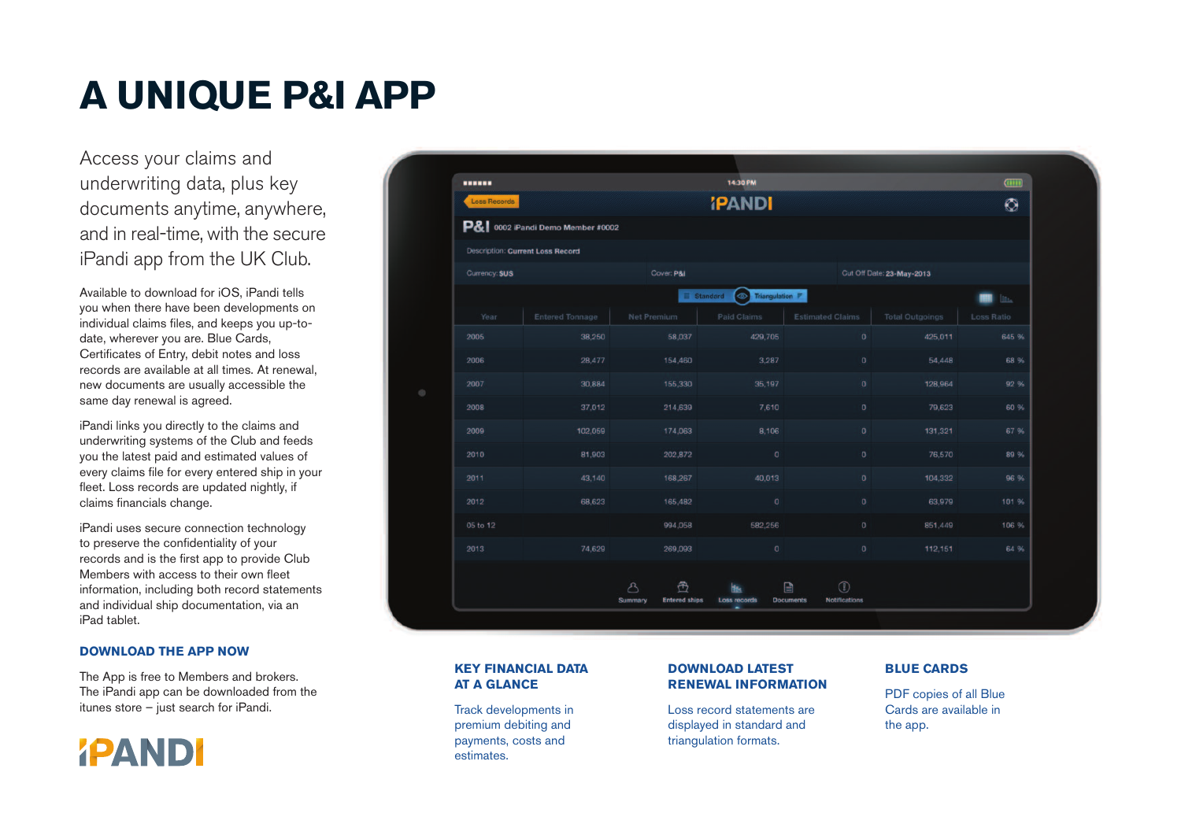# A UNIQUE P&I APP

Access your claims and underwriting data, plus key documents anytime, anywhere, and in real-time, with the secure iPandi app from the UK Club.

Available to download for iOS, iPandi tells you when there have been developments on individual claims files, and keeps you up-to-date, wherever you are. Blue Cards, Certificates of Entry, debit notes and loss records are available at all times. At renewal, new documents are usually accessible the same day renewal is agreed.

iPandi links you directly to the claims and underwriting systems of the Club and feeds you the latest paid and estimated values of every claims file for every entered ship in your fleet. Loss records are updated nightly, if claims financials change.

iPandi uses secure connection technology to preserve the confidentiality of your records and is the first app to provide Club Members with access to their own fleet information, including both record statements and individual ship documentation, via an iPad tablet.

### DOWNLOAD THE APP NOW

The App is free to Members and brokers. The iPandi app can be downloaded from the itunes store – just search for iPandi.

iPANDI

### KEY FINANCIAL DATA AT A GLANCE

Track developments in premium debiting and payments, costs and estimates.

### DOWNLOAD LATEST RENEWAL INFORMATION

Loss record statements are displayed in standard and triangulation formats.

### BLUE CARDS

PDF copies of all Blue Cards are available in the app.